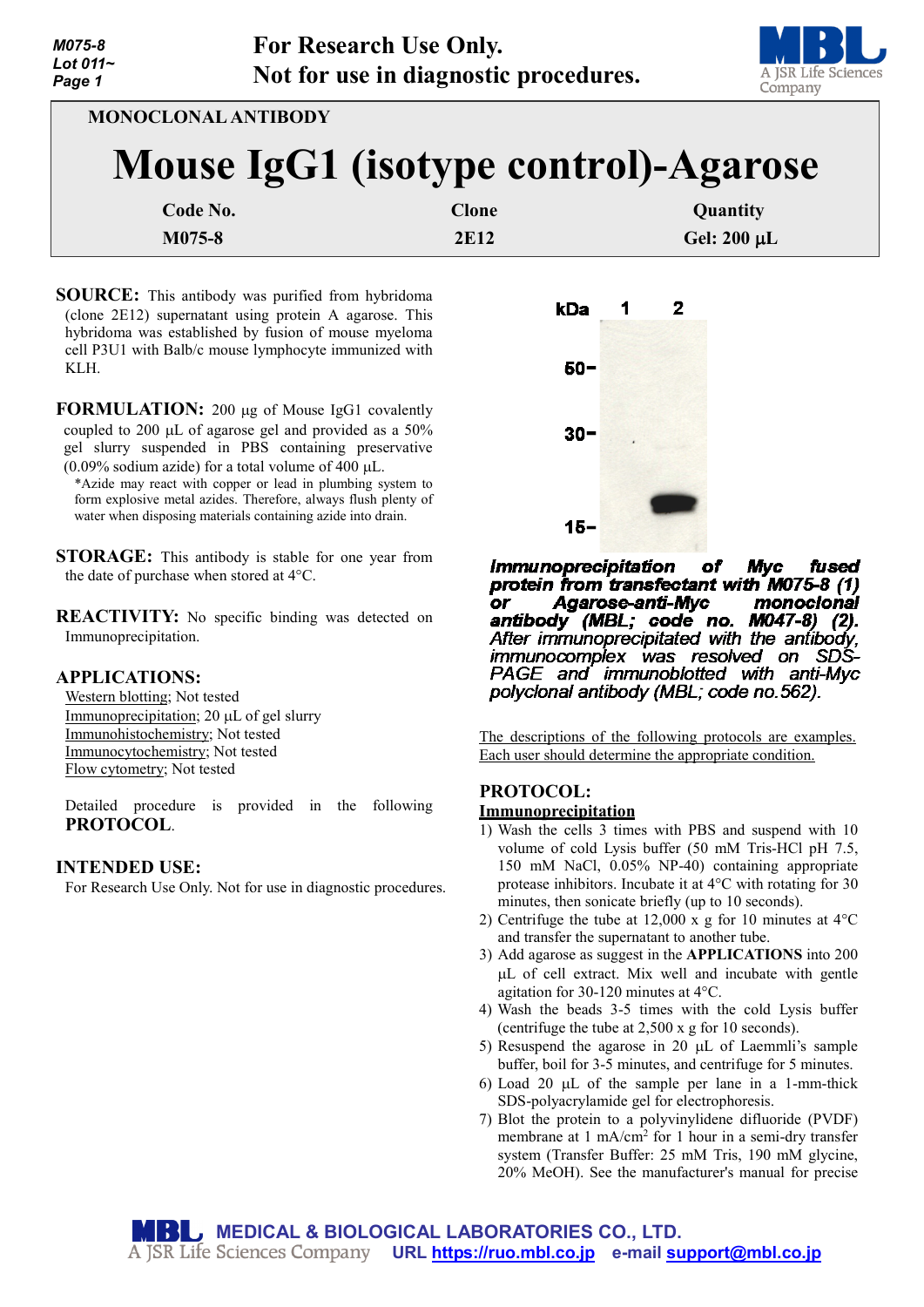For Research Use Only.
Not for use in diagnostic procedures.

MONOCLONAL ANTIBODY

# Mouse IgG1 (isotype control)-Agarose

| Code No. | Clone | Quantity |
|---|---|---|
| M075-8 | 2E12 | Gel: 200 µL |

**SOURCE:** This antibody was purified from hybridoma (clone 2E12) supernatant using protein A agarose. This hybridoma was established by fusion of mouse myeloma cell P3U1 with Balb/c mouse lymphocyte immunized with KLH.

**FORMULATION:** 200 µg of Mouse IgG1 covalently coupled to 200 µL of agarose gel and provided as a 50% gel slurry suspended in PBS containing preservative (0.09% sodium azide) for a total volume of 400 µL.

*Azide may react with copper or lead in plumbing system to form explosive metal azides. Therefore, always flush plenty of water when disposing materials containing azide into drain.

**STORAGE:** This antibody is stable for one year from the date of purchase when stored at 4°C.

**REACTIVITY:** No specific binding was detected on Immunoprecipitation.

**APPLICATIONS:**

Western blotting; Not tested
Immunoprecipitation; 20 µL of gel slurry
Immunohistochemistry; Not tested
Immunocytochemistry; Not tested
Flow cytometry; Not tested

Detailed procedure is provided in the following **PROTOCOL**.

**INTENDED USE:**

For Research Use Only. Not for use in diagnostic procedures.

*Immunoprecipitation of Myc fused protein from transfectant with M075-8 (1) or Agarose-anti-Myc monoclonal antibody (MBL; code no. M047-8) (2). After immunoprecipitated with the antibody, immunocomplex was resolved on SDS-PAGE and immunoblotted with anti-Myc polyclonal antibody (MBL; code no.562).*

The descriptions of the following protocols are examples. Each user should determine the appropriate condition.

**PROTOCOL:**

**Immunoprecipitation**

1) Wash the cells 3 times with PBS and suspend with 10 volume of cold Lysis buffer (50 mM Tris-HCl pH 7.5, 150 mM NaCl, 0.05% NP-40) containing appropriate protease inhibitors. Incubate it at 4°C with rotating for 30 minutes, then sonicate briefly (up to 10 seconds).
2) Centrifuge the tube at 12,000 x g for 10 minutes at 4°C and transfer the supernatant to another tube.
3) Add agarose as suggest in the **APPLICATIONS** into 200 µL of cell extract. Mix well and incubate with gentle agitation for 30-120 minutes at 4°C.
4) Wash the beads 3-5 times with the cold Lysis buffer (centrifuge the tube at 2,500 x g for 10 seconds).
5) Resuspend the agarose in 20 µL of Laemmli's sample buffer, boil for 3-5 minutes, and centrifuge for 5 minutes.
6) Load 20 µL of the sample per lane in a 1-mm-thick SDS-polyacrylamide gel for electrophoresis.
7) Blot the protein to a polyvinylidene difluoride (PVDF) membrane at 1 mA/cm$^2$ for 1 hour in a semi-dry transfer system (Transfer Buffer: 25 mM Tris, 190 mM glycine, 20% MeOH). See the manufacturer's manual for precise

MEDICAL & BIOLOGICAL LABORATORIES CO., LTD.
A JSR Life Sciences Company URL https://ruo.mbl.co.jp e-mail support@mbl.co.jp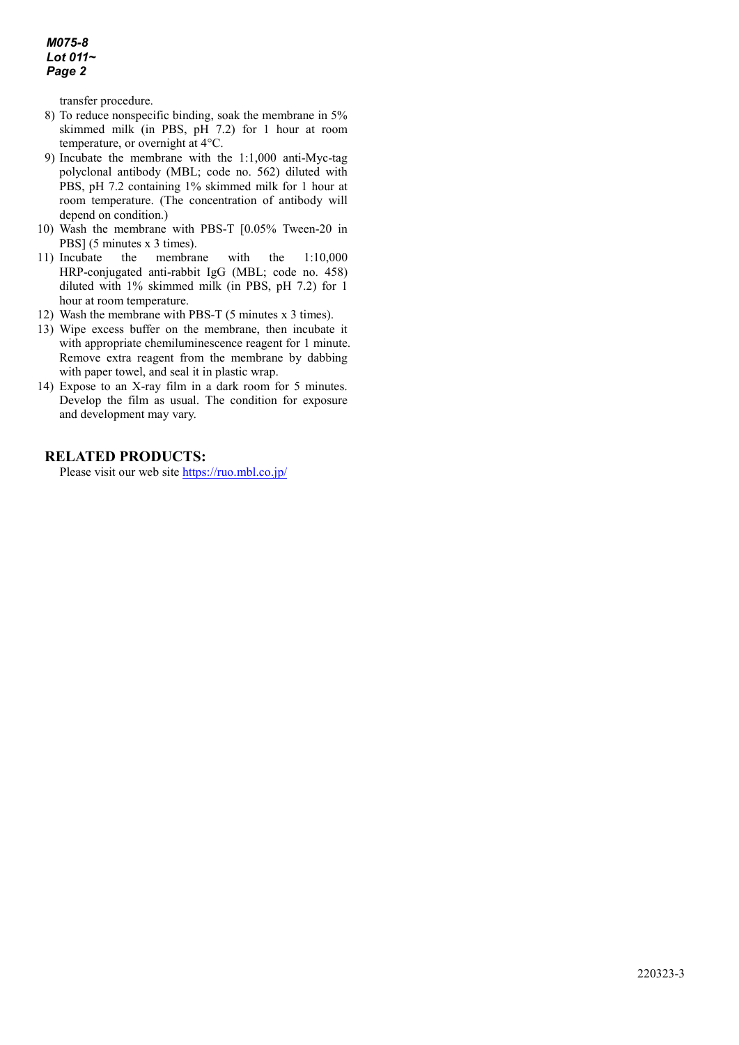transfer procedure.

8) To reduce nonspecific binding, soak the membrane in 5% skimmed milk (in PBS, pH 7.2) for 1 hour at room temperature, or overnight at 4°C.
9) Incubate the membrane with the 1:1,000 anti-Myc-tag polyclonal antibody (MBL; code no. 562) diluted with PBS, pH 7.2 containing 1% skimmed milk for 1 hour at room temperature. (The concentration of antibody will depend on condition.)
10) Wash the membrane with PBS-T [0.05% Tween-20 in PBS] (5 minutes x 3 times).
11) Incubate the membrane with the 1:10,000 HRP-conjugated anti-rabbit IgG (MBL; code no. 458) diluted with 1% skimmed milk (in PBS, pH 7.2) for 1 hour at room temperature.
12) Wash the membrane with PBS-T (5 minutes x 3 times).
13) Wipe excess buffer on the membrane, then incubate it with appropriate chemiluminescence reagent for 1 minute. Remove extra reagent from the membrane by dabbing with paper towel, and seal it in plastic wrap.
14) Expose to an X-ray film in a dark room for 5 minutes. Develop the film as usual. The condition for exposure and development may vary.

## RELATED PRODUCTS:

Please visit our web site https://ruo.mbl.co.jp/